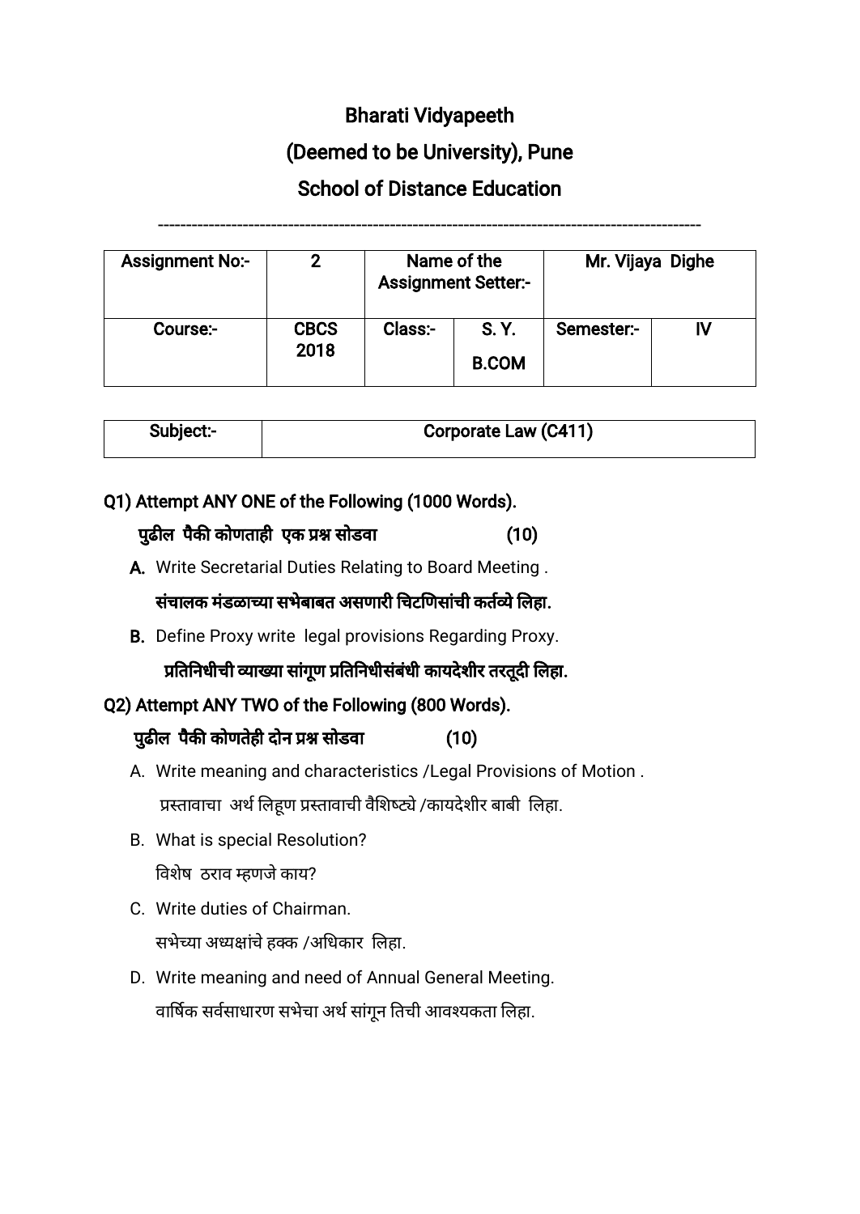# Bharati Vidyapeeth

## (Deemed to be University), Pune

## School of Distance Education

---

| Assignment No:- | 2 | Name of the Assignment Setter:- | | Mr. Vijaya Dighe | |
|---|---|---|---|---|---|
| Course:- | CBCS 2018 | Class:- | S. Y. B.COM | Semester:- | IV |

| Subject:- | Corporate Law (C411) |
|---|---|

**Q1) Attempt ANY ONE of the Following (1000 Words).**

**पुढील पैकी कोणताही एक प्रश्न सोडवा (10)**

**A.** Write Secretarial Duties Relating to Board Meeting .

**संचालक मंडळाच्या सभेबाबत असणारी चिटणिसांची कर्तव्ये लिहा.**

**B.** Define Proxy write legal provisions Regarding Proxy.

**प्रतिनिधीची व्याख्या सांगूण प्रतिनिधीसंबंधी कायदेशीर तरतूदी लिहा.**

**Q2) Attempt ANY TWO of the Following (800 Words).**

**पुढील पैकी कोणतेही दोन प्रश्न सोडवा (10)**

A. Write meaning and characteristics /Legal Provisions of Motion .

प्रस्तावाचा अर्थ लिहूण प्रस्तावाची वैशिष्ट्ये /कायदेशीर बाबी लिहा.

B. What is special Resolution?

विशेष ठराव म्हणजे काय?

C. Write duties of Chairman.

सभेच्या अध्यक्षांचे हक्क /अधिकार लिहा.

D. Write meaning and need of Annual General Meeting.

वार्षिक सर्वसाधारण सभेचा अर्थ सांगून तिची आवश्यकता लिहा.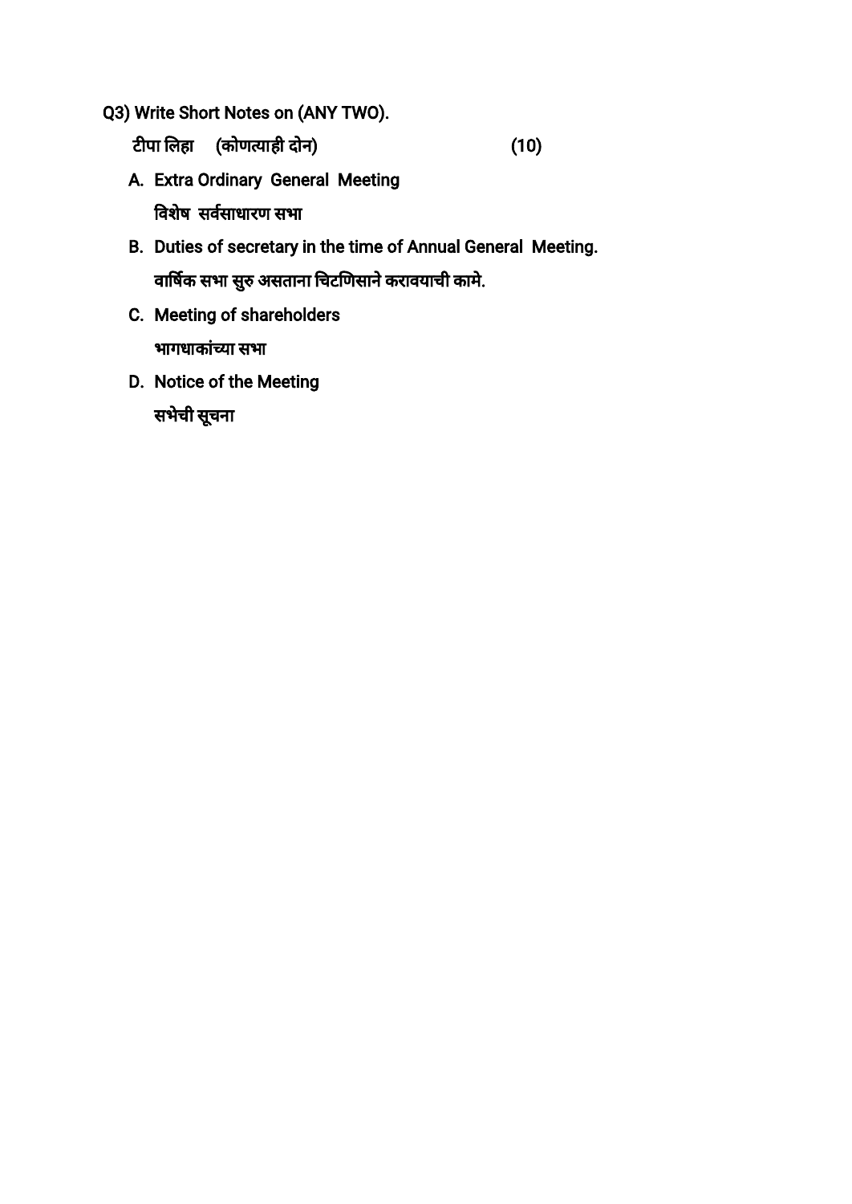Q3) Write Short Notes on (ANY TWO).

टीपा लिहा (कोणत्याही दोन) (10)

A. Extra Ordinary General Meeting

   विशेष सर्वसाधारण सभा

B. Duties of secretary in the time of Annual General Meeting.

   वार्षिक सभा सुरु असताना चिटणिसाने करावयाची कामे.

C. Meeting of shareholders

   भागधाकांच्या सभा

D. Notice of the Meeting

   सभेची सूचना